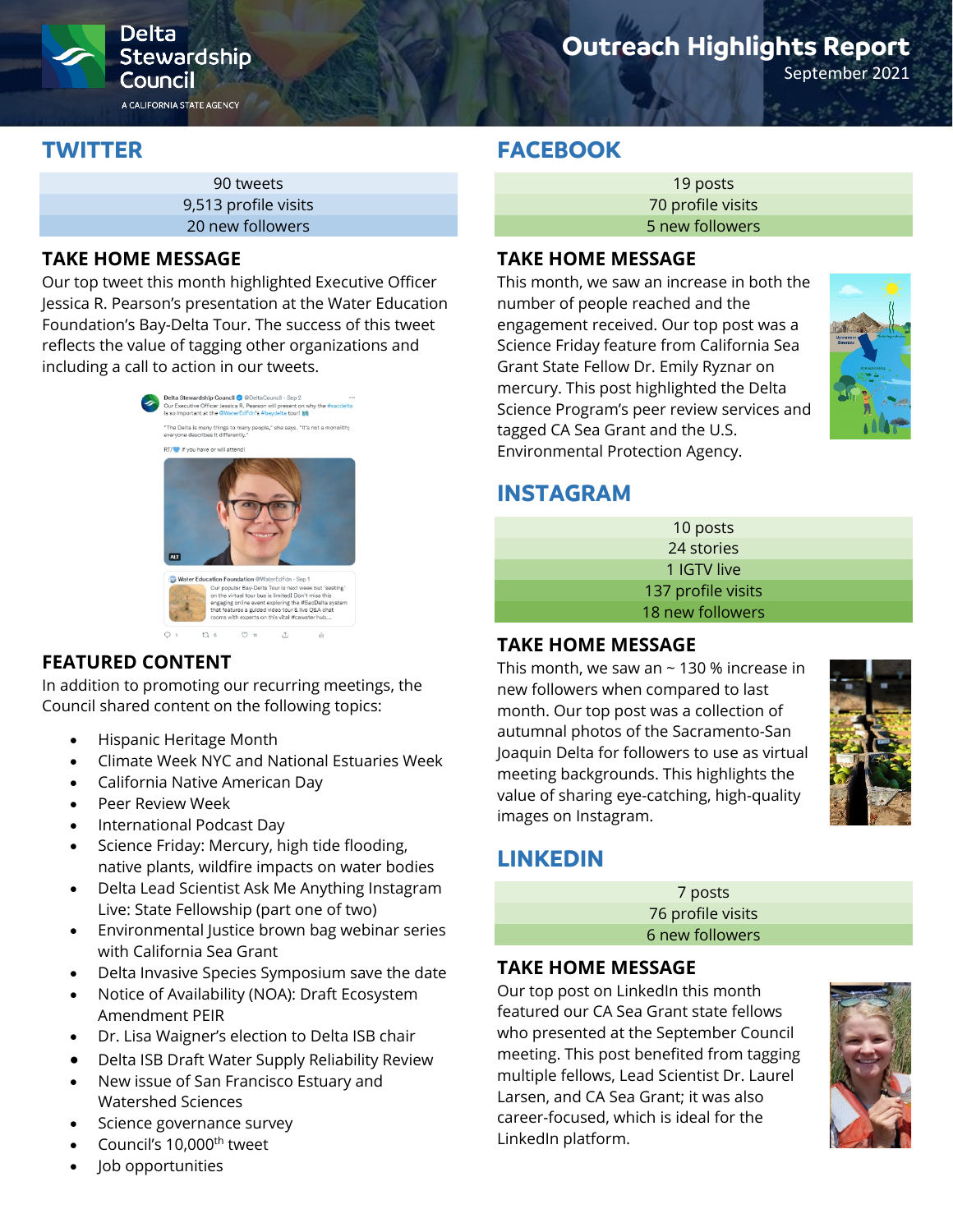Delta Stewardship Council
A CALIFORNIA STATE AGENCY

# Outreach Highlights Report

September 2021

## TWITTER

| 90 tweets |
|---|
| 9,513 profile visits |
| 20 new followers |

### TAKE HOME MESSAGE

Our top tweet this month highlighted Executive Officer Jessica R. Pearson's presentation at the Water Education Foundation's Bay-Delta Tour. The success of this tweet reflects the value of tagging other organizations and including a call to action in our tweets.

### FEATURED CONTENT

In addition to promoting our recurring meetings, the Council shared content on the following topics:

- Hispanic Heritage Month
- Climate Week NYC and National Estuaries Week
- California Native American Day
- Peer Review Week
- International Podcast Day
- Science Friday: Mercury, high tide flooding, native plants, wildfire impacts on water bodies
- Delta Lead Scientist Ask Me Anything Instagram Live: State Fellowship (part one of two)
- Environmental Justice brown bag webinar series with California Sea Grant
- Delta Invasive Species Symposium save the date
- Notice of Availability (NOA): Draft Ecosystem Amendment PEIR
- Dr. Lisa Waigner's election to Delta ISB chair
- Delta ISB Draft Water Supply Reliability Review
- New issue of San Francisco Estuary and Watershed Sciences
- Science governance survey
- Council's 10,000th tweet
- Job opportunities

## FACEBOOK

| 19 posts |
|---|
| 70 profile visits |
| 5 new followers |

### TAKE HOME MESSAGE

This month, we saw an increase in both the number of people reached and the engagement received. Our top post was a Science Friday feature from California Sea Grant State Fellow Dr. Emily Ryznar on mercury. This post highlighted the Delta Science Program's peer review services and tagged CA Sea Grant and the U.S. Environmental Protection Agency.

## INSTAGRAM

| 10 posts |
|---|
| 24 stories |
| 1 IGTV live |
| 137 profile visits |
| 18 new followers |

### TAKE HOME MESSAGE

This month, we saw an ~ 130 % increase in new followers when compared to last month. Our top post was a collection of autumnal photos of the Sacramento-San Joaquin Delta for followers to use as virtual meeting backgrounds. This highlights the value of sharing eye-catching, high-quality images on Instagram.

## LINKEDIN

| 7 posts |
|---|
| 76 profile visits |
| 6 new followers |

### TAKE HOME MESSAGE

Our top post on LinkedIn this month featured our CA Sea Grant state fellows who presented at the September Council meeting. This post benefited from tagging multiple fellows, Lead Scientist Dr. Laurel Larsen, and CA Sea Grant; it was also career-focused, which is ideal for the LinkedIn platform.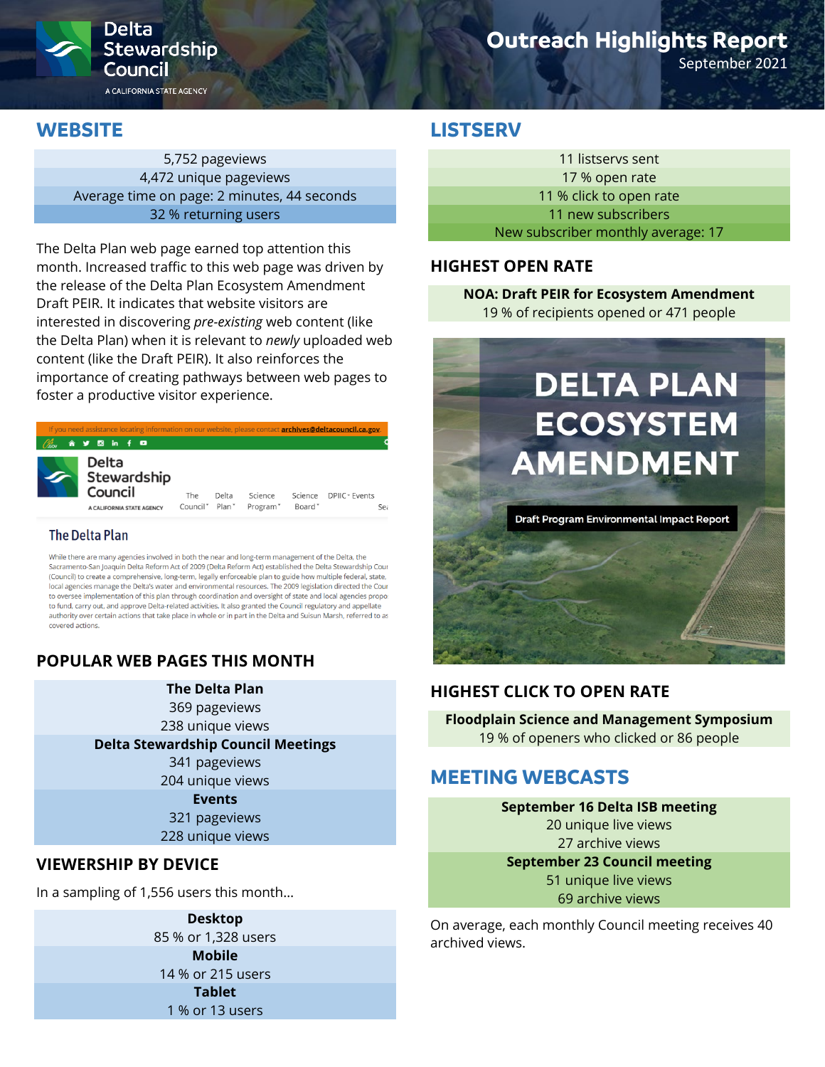# Outreach Highlights Report

September 2021

## WEBSITE

| |
|---|
| 5,752 pageviews |
| 4,472 unique pageviews |
| Average time on page: 2 minutes, 44 seconds |
| 32 % returning users |

The Delta Plan web page earned top attention this month. Increased traffic to this web page was driven by the release of the Delta Plan Ecosystem Amendment Draft PEIR. It indicates that website visitors are interested in discovering *pre-existing* web content (like the Delta Plan) when it is relevant to *newly* uploaded web content (like the Draft PEIR). It also reinforces the importance of creating pathways between web pages to foster a productive visitor experience.

### POPULAR WEB PAGES THIS MONTH

| |
|---|
| **The Delta Plan** |
| 369 pageviews |
| 238 unique views |
| **Delta Stewardship Council Meetings** |
| 341 pageviews |
| 204 unique views |
| **Events** |
| 321 pageviews |
| 228 unique views |

### VIEWERSHIP BY DEVICE

In a sampling of 1,556 users this month...

| |
|---|
| **Desktop** |
| 85 % or 1,328 users |
| **Mobile** |
| 14 % or 215 users |
| **Tablet** |
| 1 % or 13 users |

## LISTSERV

| |
|---|
| 11 listservs sent |
| 17 % open rate |
| 11 % click to open rate |
| 11 new subscribers |
| New subscriber monthly average: 17 |

### HIGHEST OPEN RATE

| |
|---|
| **NOA: Draft PEIR for Ecosystem Amendment** |
| 19 % of recipients opened or 471 people |

### HIGHEST CLICK TO OPEN RATE

| |
|---|
| **Floodplain Science and Management Symposium** |
| 19 % of openers who clicked or 86 people |

## MEETING WEBCASTS

| |
|---|
| **September 16 Delta ISB meeting** |
| 20 unique live views |
| 27 archive views |
| **September 23 Council meeting** |
| 51 unique live views |
| 69 archive views |

On average, each monthly Council meeting receives 40 archived views.